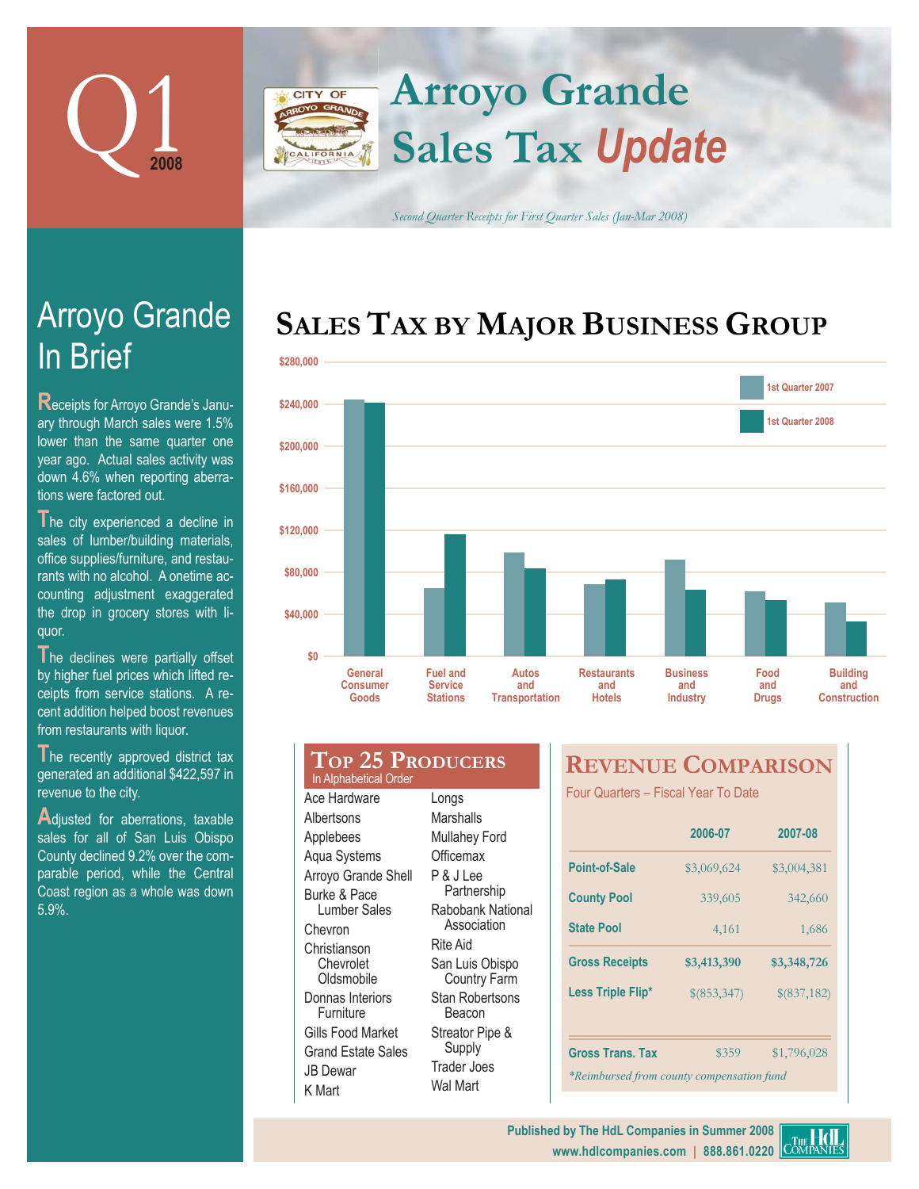# Q1 2008

# Arroyo Grande Sales Tax *Update*

*Second Quarter Receipts for First Quarter Sales (Jan-Mar 2008)*

## Arroyo Grande In Brief

Receipts for Arroyo Grande's January through March sales were 1.5% lower than the same quarter one year ago. Actual sales activity was down 4.6% when reporting aberrations were factored out.

The city experienced a decline in sales of lumber/building materials, office supplies/furniture, and restaurants with no alcohol. A onetime accounting adjustment exaggerated the drop in grocery stores with liquor.

The declines were partially offset by higher fuel prices which lifted receipts from service stations. A recent addition helped boost revenues from restaurants with liquor.

The recently approved district tax generated an additional $422,597 in revenue to the city.

Adjusted for aberrations, taxable sales for all of San Luis Obispo County declined 9.2% over the comparable period, while the Central Coast region as a whole was down 5.9%.

## Sales Tax by Major Business Group

| Business Group | 1st Quarter 2007 | 1st Quarter 2008 |
|---|---|---|
| General Consumer Goods | ~$245,000 | ~$242,000 |
| Fuel and Service Stations | ~$65,000 | ~$116,000 |
| Autos and Transportation | ~$99,000 | ~$84,000 |
| Restaurants and Hotels | ~$69,000 | ~$73,000 |
| Business and Industry | ~$92,000 | ~$63,000 |
| Food and Drugs | ~$62,000 | ~$54,000 |
| Building and Construction | ~$51,000 | ~$33,000 |

## Top 25 Producers

In Alphabetical Order

- Ace Hardware
- Albertsons
- Applebees
- Aqua Systems
- Arroyo Grande Shell
- Burke & Pace Lumber Sales
- Chevron
- Christianson Chevrolet Oldsmobile
- Donnas Interiors Furniture
- Gills Food Market
- Grand Estate Sales
- JB Dewar
- K Mart
- Longs
- Marshalls
- Mullahey Ford
- Officemax
- P & J Lee Partnership
- Rabobank National Association
- Rite Aid
- San Luis Obispo Country Farm
- Stan Robertsons Beacon
- Streator Pipe & Supply
- Trader Joes
- Wal Mart

## Revenue Comparison

Four Quarters – Fiscal Year To Date

| | 2006-07 | 2007-08 |
|---|---|---|
| Point-of-Sale | $3,069,624 | $3,004,381 |
| County Pool | 339,605 | 342,660 |
| State Pool | 4,161 | 1,686 |
| **Gross Receipts** | **$3,413,390** | **$3,348,726** |
| Less Triple Flip* | $(853,347) | $(837,182) |
| Gross Trans. Tax | $359 | $1,796,028 |

*Reimbursed from county compensation fund

Published by The HdL Companies in Summer 2008
www.hdlcompanies.com | 888.861.0220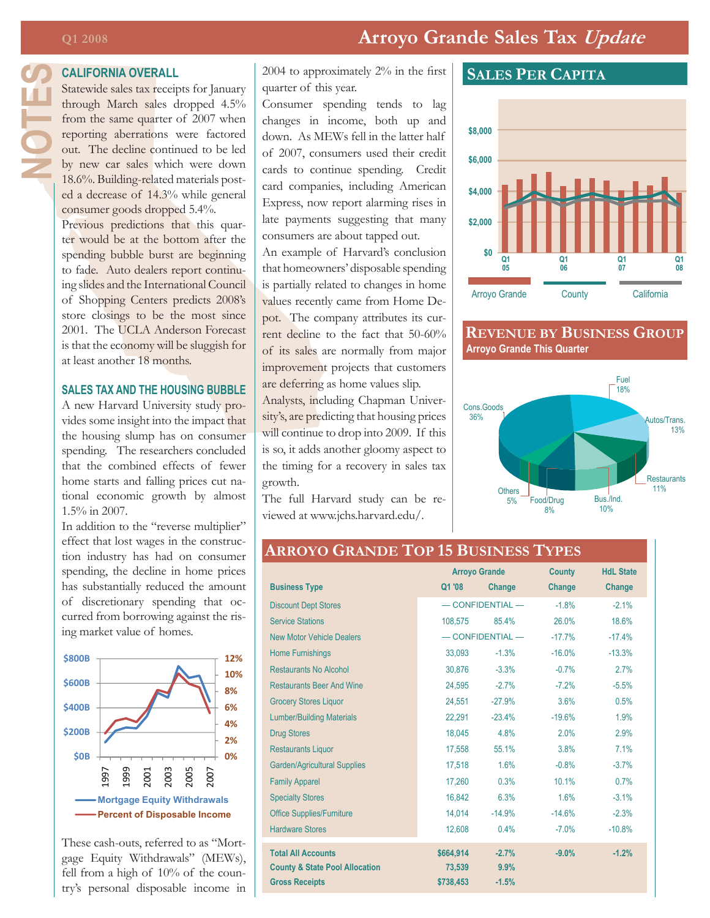# Arroyo Grande Sales Tax *Update*

Q1 2008

NOTES

## CALIFORNIA OVERALL

Statewide sales tax receipts for January through March sales dropped 4.5% from the same quarter of 2007 when reporting aberrations were factored out. The decline continued to be led by new car sales which were down 18.6%. Building-related materials posted a decrease of 14.3% while general consumer goods dropped 5.4%.

Previous predictions that this quarter would be at the bottom after the spending bubble burst are beginning to fade. Auto dealers report continuing slides and the International Council of Shopping Centers predicts 2008's store closings to be the most since 2001. The UCLA Anderson Forecast is that the economy will be sluggish for at least another 18 months.

## SALES TAX AND THE HOUSING BUBBLE

A new Harvard University study provides some insight into the impact that the housing slump has on consumer spending. The researchers concluded that the combined effects of fewer home starts and falling prices cut national economic growth by almost 1.5% in 2007.

In addition to the "reverse multiplier" effect that lost wages in the construction industry has had on consumer spending, the decline in home prices has substantially reduced the amount of discretionary spending that occurred from borrowing against the rising market value of homes.

$800B
$600B
$400B
$200B
$0B
12%
10%
8%
6%
4%
2%
0%
1997 1999 2001 2003 2005 2007
Mortgage Equity Withdrawals
Percent of Disposable Income

These cash-outs, referred to as "Mortgage Equity Withdrawals" (MEWs), fell from a high of 10% of the country's personal disposable income in 2004 to approximately 2% in the first quarter of this year.

Consumer spending tends to lag changes in income, both up and down. As MEWs fell in the latter half of 2007, consumers used their credit cards to continue spending. Credit card companies, including American Express, now report alarming rises in late payments suggesting that many consumers are about tapped out.

An example of Harvard's conclusion that homeowners' disposable spending is partially related to changes in home values recently came from Home Depot. The company attributes its current decline to the fact that 50-60% of its sales are normally from major improvement projects that customers are deferring as home values slip.

Analysts, including Chapman University's, are predicting that housing prices will continue to drop into 2009. If this is so, it adds another gloomy aspect to the timing for a recovery in sales tax growth.

The full Harvard study can be reviewed at www.jchs.harvard.edu/.

## SALES PER CAPITA

$8,000
$6,000
$4,000
$2,000
$0
Q1 05
Q1 06
Q1 07
Q1 08
Arroyo Grande
County
California

## REVENUE BY BUSINESS GROUP

**Arroyo Grande This Quarter**

Fuel 18%
Autos/Trans. 13%
Restaurants 11%
Bus./Ind. 10%
Food/Drug 8%
Others 5%
Cons.Goods 36%

## ARROYO GRANDE TOP 15 BUSINESS TYPES

| Business Type | Arroyo Grande Q1 '08 | Arroyo Grande Change | County Change | HdL State Change |
|---|---|---|---|---|
| Discount Dept Stores | — CONFIDENTIAL — | | -1.8% | -2.1% |
| Service Stations | 108,575 | 85.4% | 26.0% | 18.6% |
| New Motor Vehicle Dealers | — CONFIDENTIAL — | | -17.7% | -17.4% |
| Home Furnishings | 33,093 | -1.3% | -16.0% | -13.3% |
| Restaurants No Alcohol | 30,876 | -3.3% | -0.7% | 2.7% |
| Restaurants Beer And Wine | 24,595 | -2.7% | -7.2% | -5.5% |
| Grocery Stores Liquor | 24,551 | -27.9% | 3.6% | 0.5% |
| Lumber/Building Materials | 22,291 | -23.4% | -19.6% | 1.9% |
| Drug Stores | 18,045 | 4.8% | 2.0% | 2.9% |
| Restaurants Liquor | 17,558 | 55.1% | 3.8% | 7.1% |
| Garden/Agricultural Supplies | 17,518 | 1.6% | -0.8% | -3.7% |
| Family Apparel | 17,260 | 0.3% | 10.1% | 0.7% |
| Specialty Stores | 16,842 | 6.3% | 1.6% | -3.1% |
| Office Supplies/Furniture | 14,014 | -14.9% | -14.6% | -2.3% |
| Hardware Stores | 12,608 | 0.4% | -7.0% | -10.8% |
| **Total All Accounts** | **$664,914** | **-2.7%** | **-9.0%** | **-1.2%** |
| **County & State Pool Allocation** | **73,539** | **9.9%** | | |
| **Gross Receipts** | **$738,453** | **-1.5%** | | |